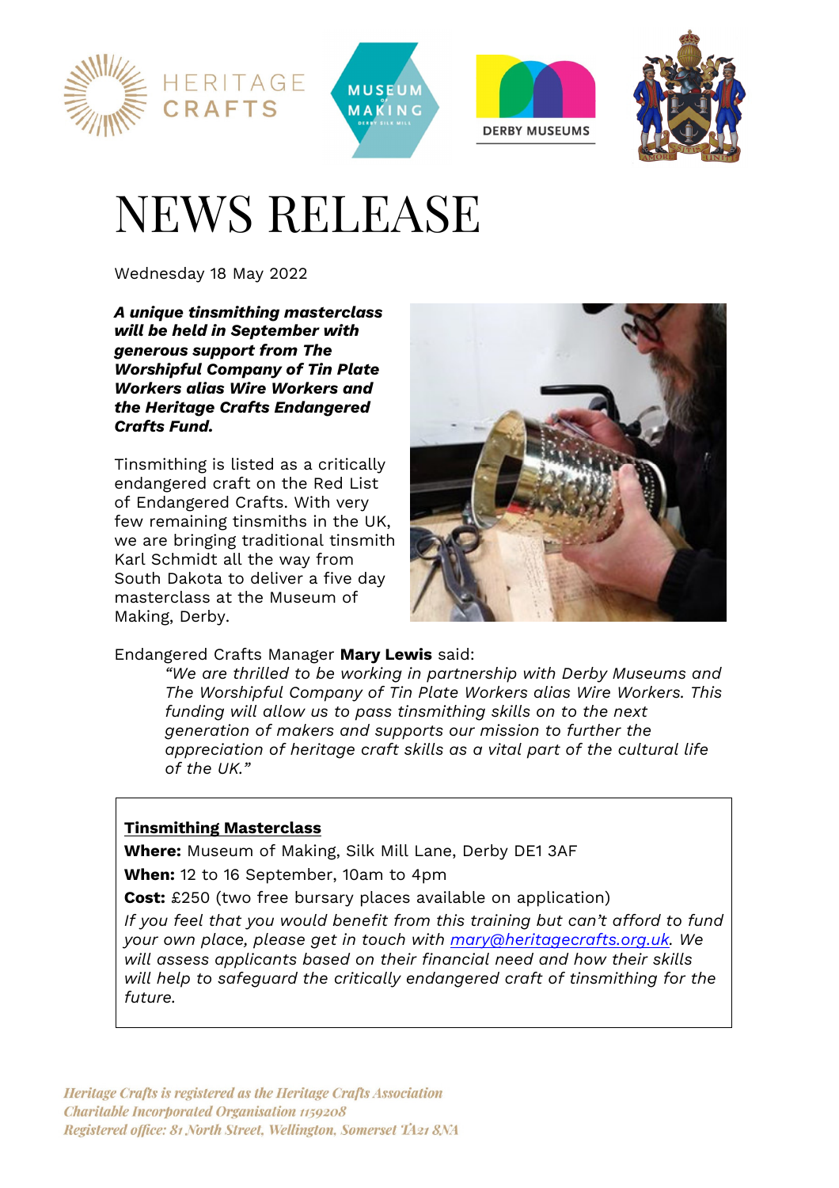# NEWS RELEASE

Wednesday 18 May 2022

***A unique tinsmithing masterclass will be held in September with generous support from The Worshipful Company of Tin Plate Workers alias Wire Workers and the Heritage Crafts Endangered Crafts Fund.***

Tinsmithing is listed as a critically endangered craft on the Red List of Endangered Crafts. With very few remaining tinsmiths in the UK, we are bringing traditional tinsmith Karl Schmidt all the way from South Dakota to deliver a five day masterclass at the Museum of Making, Derby.

Endangered Crafts Manager **Mary Lewis** said:

> *"We are thrilled to be working in partnership with Derby Museums and The Worshipful Company of Tin Plate Workers alias Wire Workers. This funding will allow us to pass tinsmithing skills on to the next generation of makers and supports our mission to further the appreciation of heritage craft skills as a vital part of the cultural life of the UK."*

**Tinsmithing Masterclass**

**Where:** Museum of Making, Silk Mill Lane, Derby DE1 3AF

**When:** 12 to 16 September, 10am to 4pm

**Cost:** £250 (two free bursary places available on application)

*If you feel that you would benefit from this training but can't afford to fund your own place, please get in touch with [mary@heritagecrafts.org.uk](mailto:mary@heritagecrafts.org.uk). We will assess applicants based on their financial need and how their skills will help to safeguard the critically endangered craft of tinsmithing for the future.*

*Heritage Crafts is registered as the Heritage Crafts Association*
*Charitable Incorporated Organisation 1159208*
*Registered office: 81 North Street, Wellington, Somerset TA21 8NA*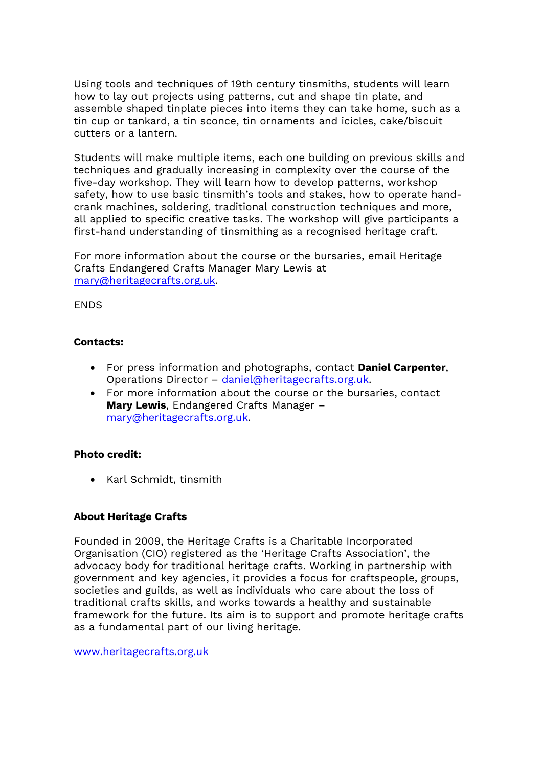Using tools and techniques of 19th century tinsmiths, students will learn how to lay out projects using patterns, cut and shape tin plate, and assemble shaped tinplate pieces into items they can take home, such as a tin cup or tankard, a tin sconce, tin ornaments and icicles, cake/biscuit cutters or a lantern.

Students will make multiple items, each one building on previous skills and techniques and gradually increasing in complexity over the course of the five-day workshop. They will learn how to develop patterns, workshop safety, how to use basic tinsmith's tools and stakes, how to operate hand-crank machines, soldering, traditional construction techniques and more, all applied to specific creative tasks. The workshop will give participants a first-hand understanding of tinsmithing as a recognised heritage craft.

For more information about the course or the bursaries, email Heritage Crafts Endangered Crafts Manager Mary Lewis at mary@heritagecrafts.org.uk.

ENDS

**Contacts:**

- For press information and photographs, contact **Daniel Carpenter**, Operations Director – daniel@heritagecrafts.org.uk.
- For more information about the course or the bursaries, contact **Mary Lewis**, Endangered Crafts Manager – mary@heritagecrafts.org.uk.

**Photo credit:**

- Karl Schmidt, tinsmith

**About Heritage Crafts**

Founded in 2009, the Heritage Crafts is a Charitable Incorporated Organisation (CIO) registered as the 'Heritage Crafts Association', the advocacy body for traditional heritage crafts. Working in partnership with government and key agencies, it provides a focus for craftspeople, groups, societies and guilds, as well as individuals who care about the loss of traditional crafts skills, and works towards a healthy and sustainable framework for the future. Its aim is to support and promote heritage crafts as a fundamental part of our living heritage.

www.heritagecrafts.org.uk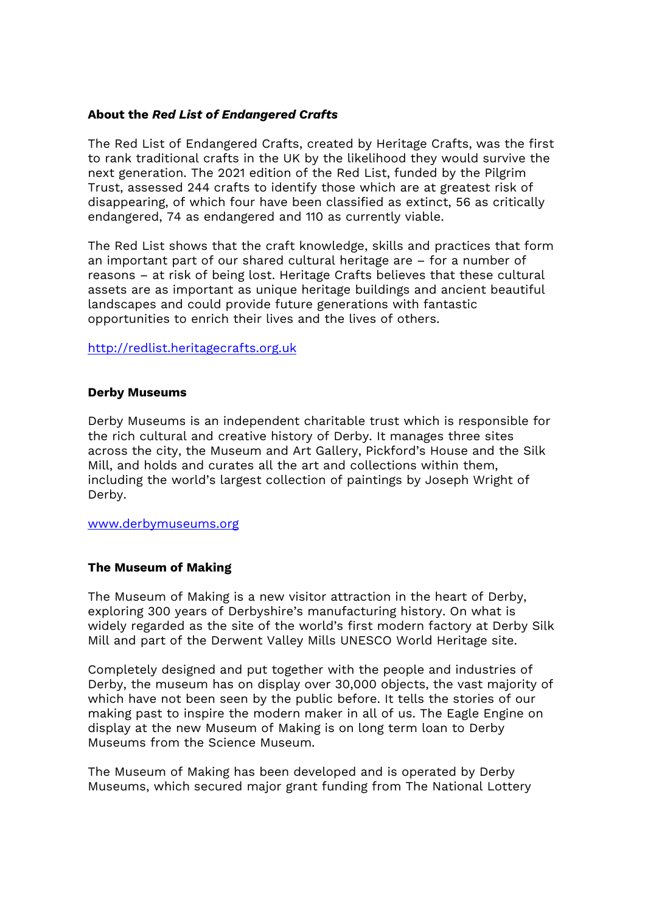**About the *Red List of Endangered Crafts***

The Red List of Endangered Crafts, created by Heritage Crafts, was the first to rank traditional crafts in the UK by the likelihood they would survive the next generation. The 2021 edition of the Red List, funded by the Pilgrim Trust, assessed 244 crafts to identify those which are at greatest risk of disappearing, of which four have been classified as extinct, 56 as critically endangered, 74 as endangered and 110 as currently viable.

The Red List shows that the craft knowledge, skills and practices that form an important part of our shared cultural heritage are – for a number of reasons – at risk of being lost. Heritage Crafts believes that these cultural assets are as important as unique heritage buildings and ancient beautiful landscapes and could provide future generations with fantastic opportunities to enrich their lives and the lives of others.

http://redlist.heritagecrafts.org.uk

**Derby Museums**

Derby Museums is an independent charitable trust which is responsible for the rich cultural and creative history of Derby. It manages three sites across the city, the Museum and Art Gallery, Pickford's House and the Silk Mill, and holds and curates all the art and collections within them, including the world's largest collection of paintings by Joseph Wright of Derby.

www.derbymuseums.org

**The Museum of Making**

The Museum of Making is a new visitor attraction in the heart of Derby, exploring 300 years of Derbyshire's manufacturing history. On what is widely regarded as the site of the world's first modern factory at Derby Silk Mill and part of the Derwent Valley Mills UNESCO World Heritage site.

Completely designed and put together with the people and industries of Derby, the museum has on display over 30,000 objects, the vast majority of which have not been seen by the public before. It tells the stories of our making past to inspire the modern maker in all of us. The Eagle Engine on display at the new Museum of Making is on long term loan to Derby Museums from the Science Museum.

The Museum of Making has been developed and is operated by Derby Museums, which secured major grant funding from The National Lottery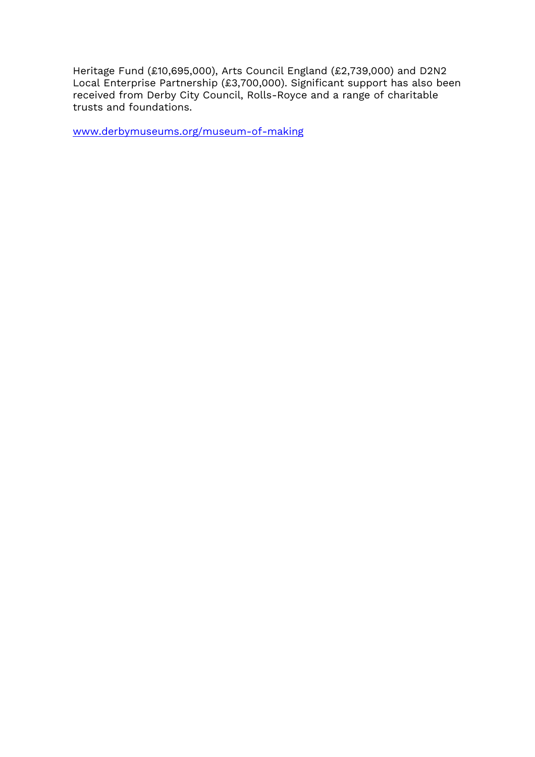Heritage Fund (£10,695,000), Arts Council England (£2,739,000) and D2N2 Local Enterprise Partnership (£3,700,000). Significant support has also been received from Derby City Council, Rolls-Royce and a range of charitable trusts and foundations.

www.derbymuseums.org/museum-of-making